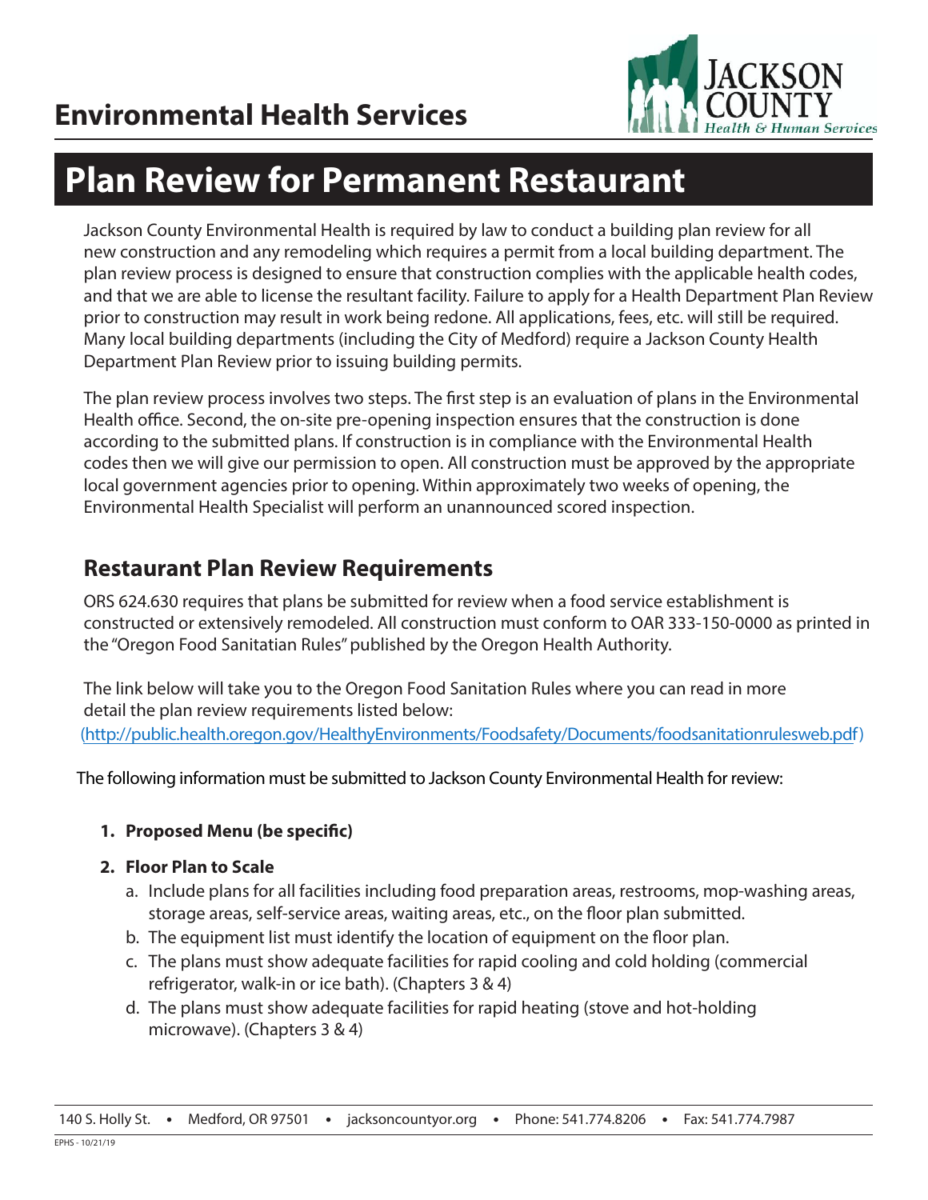# Environmental Health Services

# Plan Review for Permanent Restaurant

Jackson County Environmental Health is required by law to conduct a building plan review for all new construction and any remodeling which requires a permit from a local building department. The plan review process is designed to ensure that construction complies with the applicable health codes, and that we are able to license the resultant facility. Failure to apply for a Health Department Plan Review prior to construction may result in work being redone. All applications, fees, etc. will still be required. Many local building departments (including the City of Medford) require a Jackson County Health Department Plan Review prior to issuing building permits.

The plan review process involves two steps. The first step is an evaluation of plans in the Environmental Health office. Second, the on-site pre-opening inspection ensures that the construction is done according to the submitted plans. If construction is in compliance with the Environmental Health codes then we will give our permission to open. All construction must be approved by the appropriate local government agencies prior to opening. Within approximately two weeks of opening, the Environmental Health Specialist will perform an unannounced scored inspection.

## Restaurant Plan Review Requirements

ORS 624.630 requires that plans be submitted for review when a food service establishment is constructed or extensively remodeled. All construction must conform to OAR 333-150-0000 as printed in the "Oregon Food Sanitatian Rules" published by the Oregon Health Authority.

The link below will take you to the Oregon Food Sanitation Rules where you can read in more detail the plan review requirements listed below:
(http://public.health.oregon.gov/HealthyEnvironments/Foodsafety/Documents/foodsanitationrulesweb.pdf)

The following information must be submitted to Jackson County Environmental Health for review:

1. **Proposed Menu (be specific)**
2. **Floor Plan to Scale**
   a. Include plans for all facilities including food preparation areas, restrooms, mop-washing areas, storage areas, self-service areas, waiting areas, etc., on the floor plan submitted.
   b. The equipment list must identify the location of equipment on the floor plan.
   c. The plans must show adequate facilities for rapid cooling and cold holding (commercial refrigerator, walk-in or ice bath). (Chapters 3 & 4)
   d. The plans must show adequate facilities for rapid heating (stove and hot-holding microwave). (Chapters 3 & 4)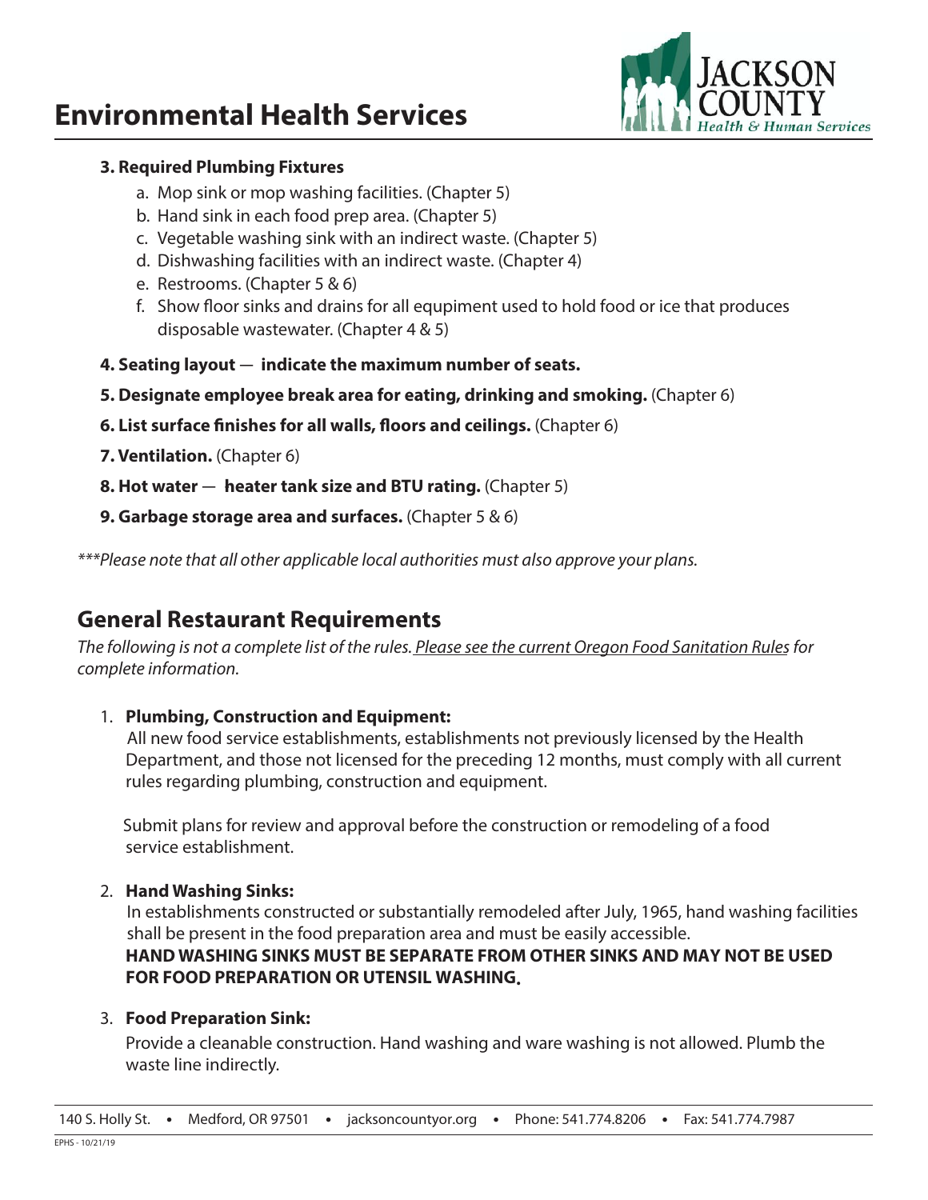**3. Required Plumbing Fixtures**

a. Mop sink or mop washing facilities. (Chapter 5)
b. Hand sink in each food prep area. (Chapter 5)
c. Vegetable washing sink with an indirect waste. (Chapter 5)
d. Dishwashing facilities with an indirect waste. (Chapter 4)
e. Restrooms. (Chapter 5 & 6)
f. Show floor sinks and drains for all equipment used to hold food or ice that produces disposable wastewater. (Chapter 4 & 5)

**4. Seating layout — indicate the maximum number of seats.**

**5. Designate employee break area for eating, drinking and smoking.** (Chapter 6)

**6. List surface finishes for all walls, floors and ceilings.** (Chapter 6)

**7. Ventilation.** (Chapter 6)

**8. Hot water — heater tank size and BTU rating.** (Chapter 5)

**9. Garbage storage area and surfaces.** (Chapter 5 & 6)

*\*\*\*Please note that all other applicable local authorities must also approve your plans.*

## General Restaurant Requirements

*The following is not a complete list of the rules. Please see the current Oregon Food Sanitation Rules for complete information.*

1. **Plumbing, Construction and Equipment:**
   All new food service establishments, establishments not previously licensed by the Health Department, and those not licensed for the preceding 12 months, must comply with all current rules regarding plumbing, construction and equipment.

   Submit plans for review and approval before the construction or remodeling of a food service establishment.

2. **Hand Washing Sinks:**
   In establishments constructed or substantially remodeled after July, 1965, hand washing facilities shall be present in the food preparation area and must be easily accessible.
   **HAND WASHING SINKS MUST BE SEPARATE FROM OTHER SINKS AND MAY NOT BE USED FOR FOOD PREPARATION OR UTENSIL WASHING.**

3. **Food Preparation Sink:**
   Provide a cleanable construction. Hand washing and ware washing is not allowed. Plumb the waste line indirectly.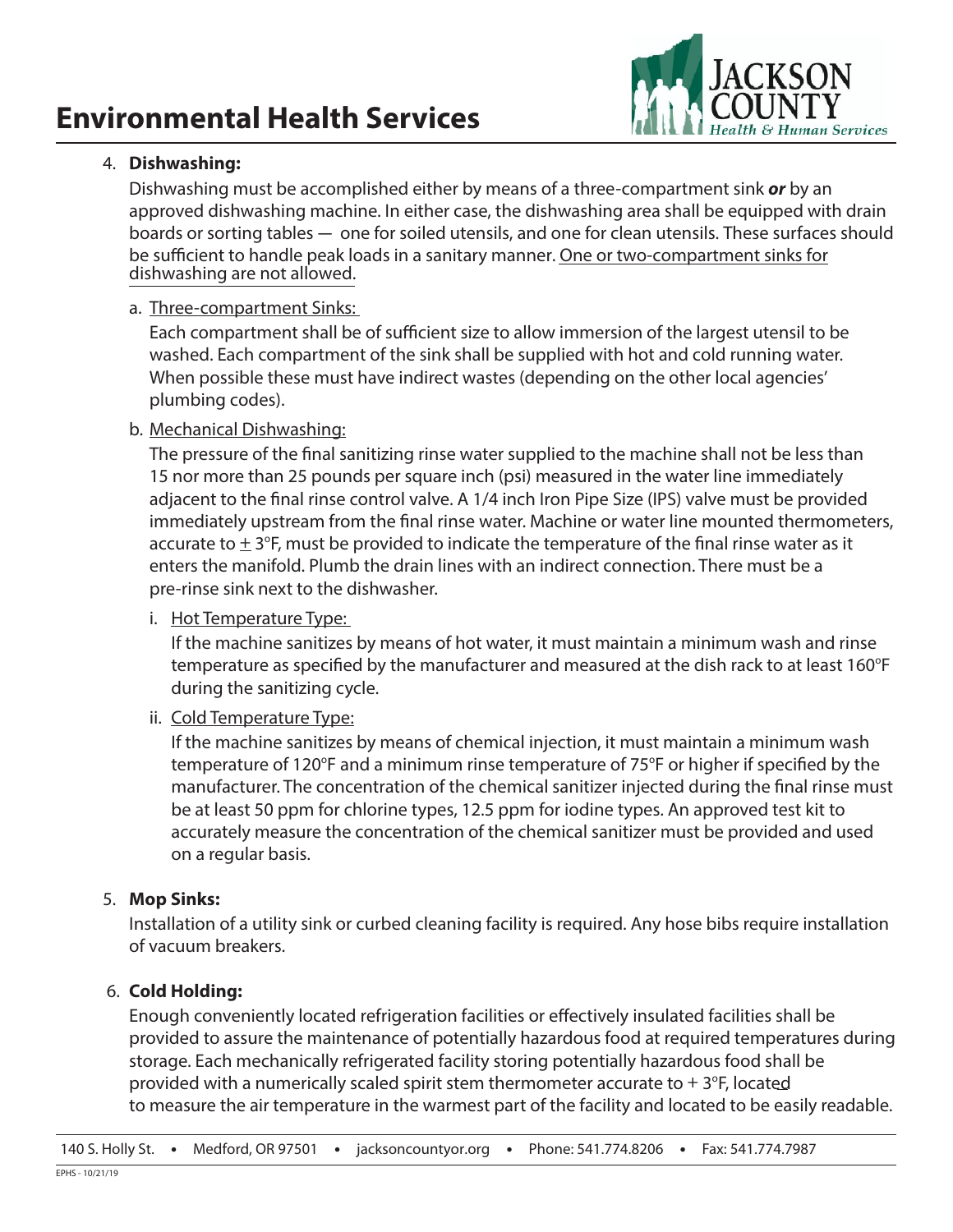4. **Dishwashing:**

   Dishwashing must be accomplished either by means of a three-compartment sink ***or*** by an approved dishwashing machine. In either case, the dishwashing area shall be equipped with drain boards or sorting tables — one for soiled utensils, and one for clean utensils. These surfaces should be sufficient to handle peak loads in a sanitary manner. <u>One or two-compartment sinks for dishwashing are not allowed</u>.

   a. <u>Three-compartment Sinks:</u>

      Each compartment shall be of sufficient size to allow immersion of the largest utensil to be washed. Each compartment of the sink shall be supplied with hot and cold running water. When possible these must have indirect wastes (depending on the other local agencies' plumbing codes).

   b. <u>Mechanical Dishwashing:</u>

      The pressure of the final sanitizing rinse water supplied to the machine shall not be less than 15 nor more than 25 pounds per square inch (psi) measured in the water line immediately adjacent to the final rinse control valve. A 1/4 inch Iron Pipe Size (IPS) valve must be provided immediately upstream from the final rinse water. Machine or water line mounted thermometers, accurate to $\pm$ 3°F, must be provided to indicate the temperature of the final rinse water as it enters the manifold. Plumb the drain lines with an indirect connection. There must be a pre-rinse sink next to the dishwasher.

      i. <u>Hot Temperature Type:</u>

         If the machine sanitizes by means of hot water, it must maintain a minimum wash and rinse temperature as specified by the manufacturer and measured at the dish rack to at least 160°F during the sanitizing cycle.

      ii. <u>Cold Temperature Type:</u>

         If the machine sanitizes by means of chemical injection, it must maintain a minimum wash temperature of 120°F and a minimum rinse temperature of 75°F or higher if specified by the manufacturer. The concentration of the chemical sanitizer injected during the final rinse must be at least 50 ppm for chlorine types, 12.5 ppm for iodine types. An approved test kit to accurately measure the concentration of the chemical sanitizer must be provided and used on a regular basis.

5. **Mop Sinks:**

   Installation of a utility sink or curbed cleaning facility is required. Any hose bibs require installation of vacuum breakers.

6. **Cold Holding:**

   Enough conveniently located refrigeration facilities or effectively insulated facilities shall be provided to assure the maintenance of potentially hazardous food at required temperatures during storage. Each mechanically refrigerated facility storing potentially hazardous food shall be provided with a numerically scaled spirit stem thermometer accurate to + 3°F, located to measure the air temperature in the warmest part of the facility and located to be easily readable.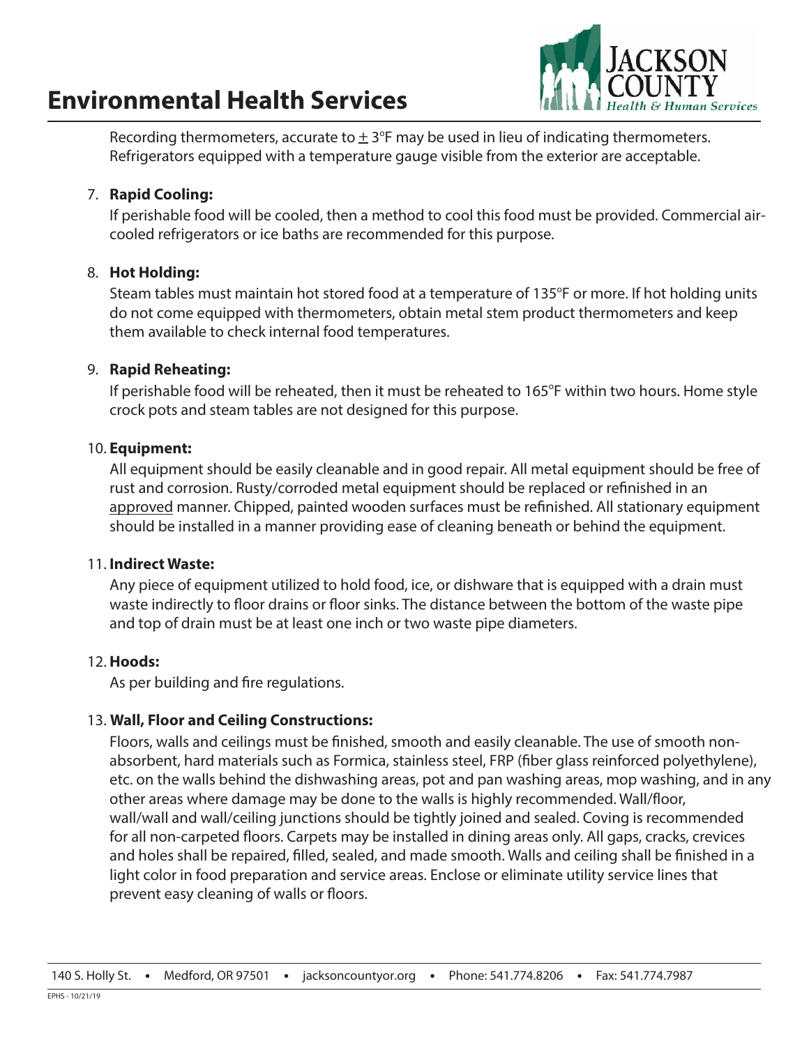Recording thermometers, accurate to ± 3°F may be used in lieu of indicating thermometers. Refrigerators equipped with a temperature gauge visible from the exterior are acceptable.

7. **Rapid Cooling:**

   If perishable food will be cooled, then a method to cool this food must be provided. Commercial air-cooled refrigerators or ice baths are recommended for this purpose.

8. **Hot Holding:**

   Steam tables must maintain hot stored food at a temperature of 135°F or more. If hot holding units do not come equipped with thermometers, obtain metal stem product thermometers and keep them available to check internal food temperatures.

9. **Rapid Reheating:**

   If perishable food will be reheated, then it must be reheated to 165°F within two hours. Home style crock pots and steam tables are not designed for this purpose.

10. **Equipment:**

    All equipment should be easily cleanable and in good repair. All metal equipment should be free of rust and corrosion. Rusty/corroded metal equipment should be replaced or refinished in an approved manner. Chipped, painted wooden surfaces must be refinished. All stationary equipment should be installed in a manner providing ease of cleaning beneath or behind the equipment.

11. **Indirect Waste:**

    Any piece of equipment utilized to hold food, ice, or dishware that is equipped with a drain must waste indirectly to floor drains or floor sinks. The distance between the bottom of the waste pipe and top of drain must be at least one inch or two waste pipe diameters.

12. **Hoods:**

    As per building and fire regulations.

13. **Wall, Floor and Ceiling Constructions:**

    Floors, walls and ceilings must be finished, smooth and easily cleanable. The use of smooth non-absorbent, hard materials such as Formica, stainless steel, FRP (fiber glass reinforced polyethylene), etc. on the walls behind the dishwashing areas, pot and pan washing areas, mop washing, and in any other areas where damage may be done to the walls is highly recommended. Wall/floor, wall/wall and wall/ceiling junctions should be tightly joined and sealed. Coving is recommended for all non-carpeted floors. Carpets may be installed in dining areas only. All gaps, cracks, crevices and holes shall be repaired, filled, sealed, and made smooth. Walls and ceiling shall be finished in a light color in food preparation and service areas. Enclose or eliminate utility service lines that prevent easy cleaning of walls or floors.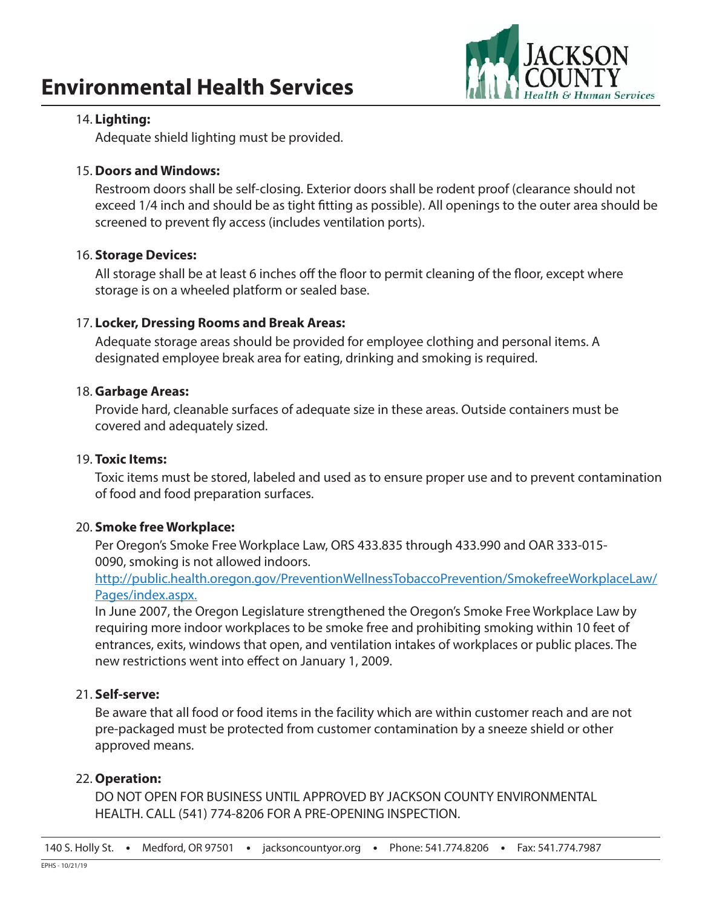14. **Lighting:**

    Adequate shield lighting must be provided.

15. **Doors and Windows:**

    Restroom doors shall be self-closing. Exterior doors shall be rodent proof (clearance should not exceed 1/4 inch and should be as tight fitting as possible). All openings to the outer area should be screened to prevent fly access (includes ventilation ports).

16. **Storage Devices:**

    All storage shall be at least 6 inches off the floor to permit cleaning of the floor, except where storage is on a wheeled platform or sealed base.

17. **Locker, Dressing Rooms and Break Areas:**

    Adequate storage areas should be provided for employee clothing and personal items. A designated employee break area for eating, drinking and smoking is required.

18. **Garbage Areas:**

    Provide hard, cleanable surfaces of adequate size in these areas. Outside containers must be covered and adequately sized.

19. **Toxic Items:**

    Toxic items must be stored, labeled and used as to ensure proper use and to prevent contamination of food and food preparation surfaces.

20. **Smoke free Workplace:**

    Per Oregon's Smoke Free Workplace Law, ORS 433.835 through 433.990 and OAR 333-015-0090, smoking is not allowed indoors.
    [http://public.health.oregon.gov/PreventionWellnessTobaccoPrevention/SmokefreeWorkplaceLaw/Pages/index.aspx.](http://public.health.oregon.gov/PreventionWellnessTobaccoPrevention/SmokefreeWorkplaceLaw/Pages/index.aspx)
    In June 2007, the Oregon Legislature strengthened the Oregon's Smoke Free Workplace Law by requiring more indoor workplaces to be smoke free and prohibiting smoking within 10 feet of entrances, exits, windows that open, and ventilation intakes of workplaces or public places. The new restrictions went into effect on January 1, 2009.

21. **Self-serve:**

    Be aware that all food or food items in the facility which are within customer reach and are not pre-packaged must be protected from customer contamination by a sneeze shield or other approved means.

22. **Operation:**

    DO NOT OPEN FOR BUSINESS UNTIL APPROVED BY JACKSON COUNTY ENVIRONMENTAL HEALTH. CALL (541) 774-8206 FOR A PRE-OPENING INSPECTION.